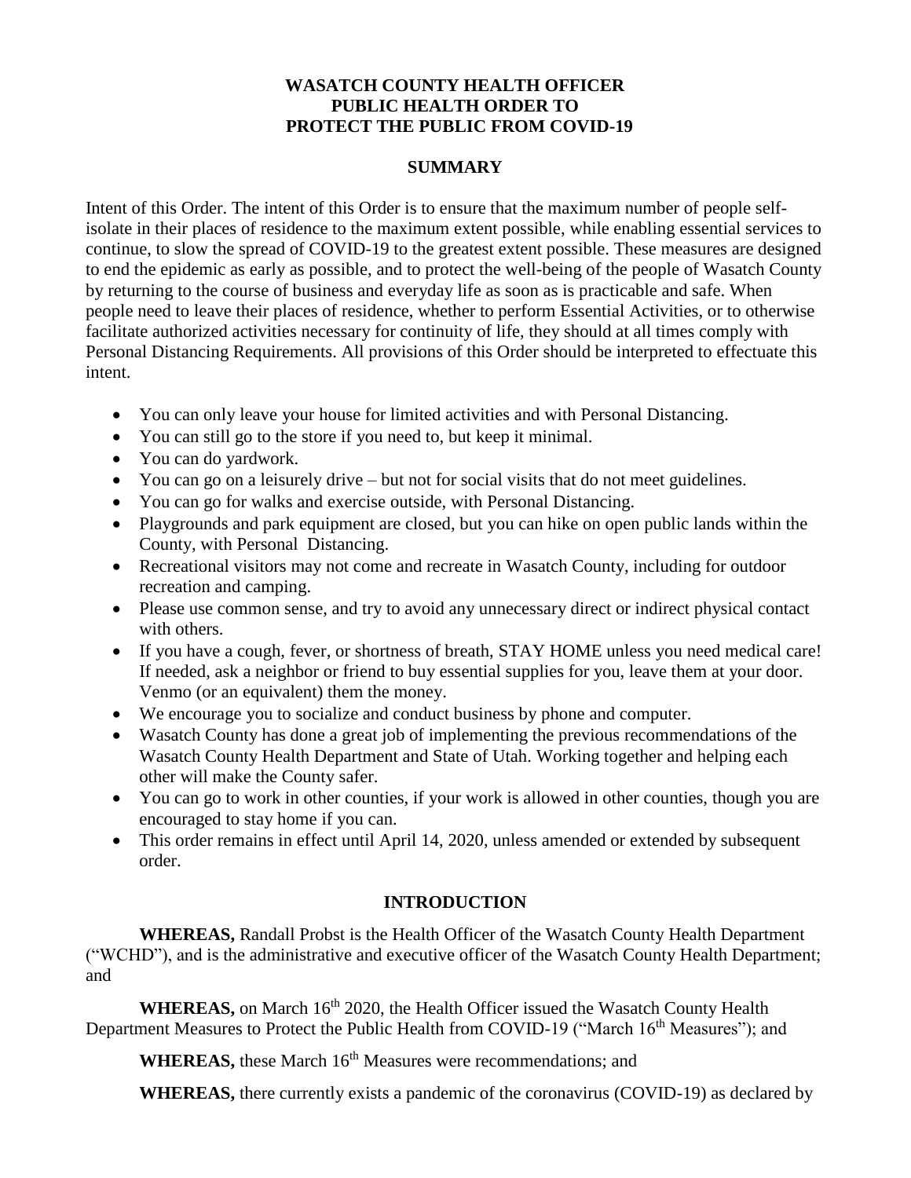# WASATCH COUNTY HEALTH OFFICER PUBLIC HEALTH ORDER TO PROTECT THE PUBLIC FROM COVID-19

## SUMMARY

Intent of this Order. The intent of this Order is to ensure that the maximum number of people self-isolate in their places of residence to the maximum extent possible, while enabling essential services to continue, to slow the spread of COVID-19 to the greatest extent possible. These measures are designed to end the epidemic as early as possible, and to protect the well-being of the people of Wasatch County by returning to the course of business and everyday life as soon as is practicable and safe. When people need to leave their places of residence, whether to perform Essential Activities, or to otherwise facilitate authorized activities necessary for continuity of life, they should at all times comply with Personal Distancing Requirements. All provisions of this Order should be interpreted to effectuate this intent.

- You can only leave your house for limited activities and with Personal Distancing.
- You can still go to the store if you need to, but keep it minimal.
- You can do yardwork.
- You can go on a leisurely drive – but not for social visits that do not meet guidelines.
- You can go for walks and exercise outside, with Personal Distancing.
- Playgrounds and park equipment are closed, but you can hike on open public lands within the County, with Personal Distancing.
- Recreational visitors may not come and recreate in Wasatch County, including for outdoor recreation and camping.
- Please use common sense, and try to avoid any unnecessary direct or indirect physical contact with others.
- If you have a cough, fever, or shortness of breath, STAY HOME unless you need medical care! If needed, ask a neighbor or friend to buy essential supplies for you, leave them at your door. Venmo (or an equivalent) them the money.
- We encourage you to socialize and conduct business by phone and computer.
- Wasatch County has done a great job of implementing the previous recommendations of the Wasatch County Health Department and State of Utah. Working together and helping each other will make the County safer.
- You can go to work in other counties, if your work is allowed in other counties, though you are encouraged to stay home if you can.
- This order remains in effect until April 14, 2020, unless amended or extended by subsequent order.

## INTRODUCTION

**WHEREAS,** Randall Probst is the Health Officer of the Wasatch County Health Department ("WCHD"), and is the administrative and executive officer of the Wasatch County Health Department; and

**WHEREAS,** on March 16th 2020, the Health Officer issued the Wasatch County Health Department Measures to Protect the Public Health from COVID-19 ("March 16th Measures"); and

**WHEREAS,** these March 16th Measures were recommendations; and

**WHEREAS,** there currently exists a pandemic of the coronavirus (COVID-19) as declared by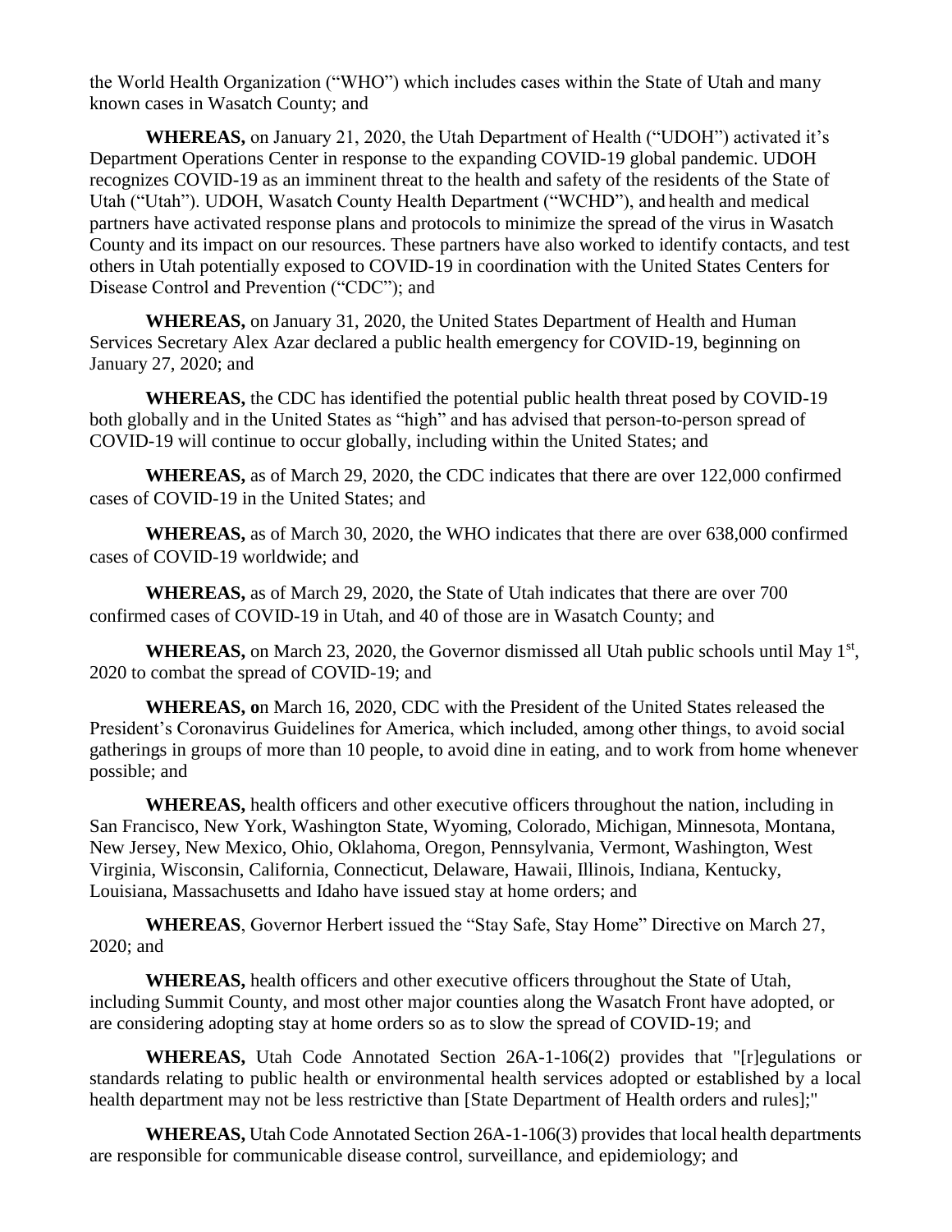the World Health Organization ("WHO") which includes cases within the State of Utah and many known cases in Wasatch County; and

**WHEREAS,** on January 21, 2020, the Utah Department of Health ("UDOH") activated it's Department Operations Center in response to the expanding COVID-19 global pandemic. UDOH recognizes COVID-19 as an imminent threat to the health and safety of the residents of the State of Utah ("Utah"). UDOH, Wasatch County Health Department ("WCHD"), and health and medical partners have activated response plans and protocols to minimize the spread of the virus in Wasatch County and its impact on our resources. These partners have also worked to identify contacts, and test others in Utah potentially exposed to COVID-19 in coordination with the United States Centers for Disease Control and Prevention ("CDC"); and

**WHEREAS,** on January 31, 2020, the United States Department of Health and Human Services Secretary Alex Azar declared a public health emergency for COVID-19, beginning on January 27, 2020; and

**WHEREAS,** the CDC has identified the potential public health threat posed by COVID-19 both globally and in the United States as "high" and has advised that person-to-person spread of COVID-19 will continue to occur globally, including within the United States; and

**WHEREAS,** as of March 29, 2020, the CDC indicates that there are over 122,000 confirmed cases of COVID-19 in the United States; and

**WHEREAS,** as of March 30, 2020, the WHO indicates that there are over 638,000 confirmed cases of COVID-19 worldwide; and

**WHEREAS,** as of March 29, 2020, the State of Utah indicates that there are over 700 confirmed cases of COVID-19 in Utah, and 40 of those are in Wasatch County; and

**WHEREAS,** on March 23, 2020, the Governor dismissed all Utah public schools until May 1st, 2020 to combat the spread of COVID-19; and

**WHEREAS, o**n March 16, 2020, CDC with the President of the United States released the President's Coronavirus Guidelines for America, which included, among other things, to avoid social gatherings in groups of more than 10 people, to avoid dine in eating, and to work from home whenever possible; and

**WHEREAS,** health officers and other executive officers throughout the nation, including in San Francisco, New York, Washington State, Wyoming, Colorado, Michigan, Minnesota, Montana, New Jersey, New Mexico, Ohio, Oklahoma, Oregon, Pennsylvania, Vermont, Washington, West Virginia, Wisconsin, California, Connecticut, Delaware, Hawaii, Illinois, Indiana, Kentucky, Louisiana, Massachusetts and Idaho have issued stay at home orders; and

**WHEREAS**, Governor Herbert issued the "Stay Safe, Stay Home" Directive on March 27, 2020; and

**WHEREAS,** health officers and other executive officers throughout the State of Utah, including Summit County, and most other major counties along the Wasatch Front have adopted, or are considering adopting stay at home orders so as to slow the spread of COVID-19; and

**WHEREAS,** Utah Code Annotated Section 26A-1-106(2) provides that "[r]egulations or standards relating to public health or environmental health services adopted or established by a local health department may not be less restrictive than [State Department of Health orders and rules];"

**WHEREAS,** Utah Code Annotated Section 26A-1-106(3) provides that local health departments are responsible for communicable disease control, surveillance, and epidemiology; and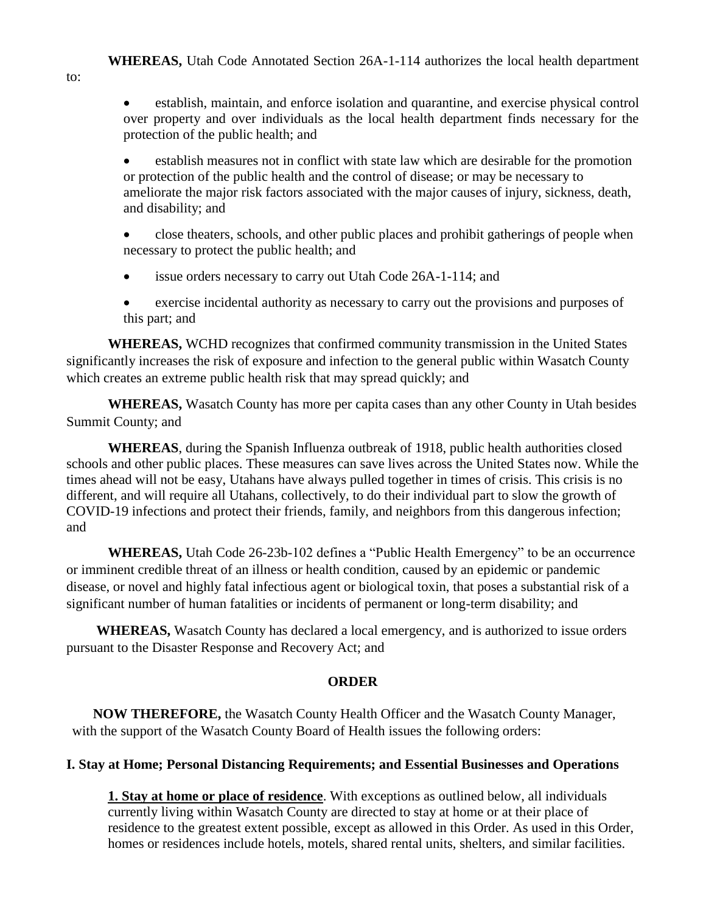**WHEREAS,** Utah Code Annotated Section 26A-1-114 authorizes the local health department to:

- establish, maintain, and enforce isolation and quarantine, and exercise physical control over property and over individuals as the local health department finds necessary for the protection of the public health; and

- establish measures not in conflict with state law which are desirable for the promotion or protection of the public health and the control of disease; or may be necessary to ameliorate the major risk factors associated with the major causes of injury, sickness, death, and disability; and

- close theaters, schools, and other public places and prohibit gatherings of people when necessary to protect the public health; and

- issue orders necessary to carry out Utah Code 26A-1-114; and

- exercise incidental authority as necessary to carry out the provisions and purposes of this part; and

**WHEREAS,** WCHD recognizes that confirmed community transmission in the United States significantly increases the risk of exposure and infection to the general public within Wasatch County which creates an extreme public health risk that may spread quickly; and

**WHEREAS,** Wasatch County has more per capita cases than any other County in Utah besides Summit County; and

**WHEREAS**, during the Spanish Influenza outbreak of 1918, public health authorities closed schools and other public places. These measures can save lives across the United States now. While the times ahead will not be easy, Utahans have always pulled together in times of crisis. This crisis is no different, and will require all Utahans, collectively, to do their individual part to slow the growth of COVID-19 infections and protect their friends, family, and neighbors from this dangerous infection; and

**WHEREAS,** Utah Code 26-23b-102 defines a "Public Health Emergency" to be an occurrence or imminent credible threat of an illness or health condition, caused by an epidemic or pandemic disease, or novel and highly fatal infectious agent or biological toxin, that poses a substantial risk of a significant number of human fatalities or incidents of permanent or long-term disability; and

**WHEREAS,** Wasatch County has declared a local emergency, and is authorized to issue orders pursuant to the Disaster Response and Recovery Act; and

## ORDER

**NOW THEREFORE,** the Wasatch County Health Officer and the Wasatch County Manager, with the support of the Wasatch County Board of Health issues the following orders:

### I. Stay at Home; Personal Distancing Requirements; and Essential Businesses and Operations

**1. Stay at home or place of residence**. With exceptions as outlined below, all individuals currently living within Wasatch County are directed to stay at home or at their place of residence to the greatest extent possible, except as allowed in this Order. As used in this Order, homes or residences include hotels, motels, shared rental units, shelters, and similar facilities.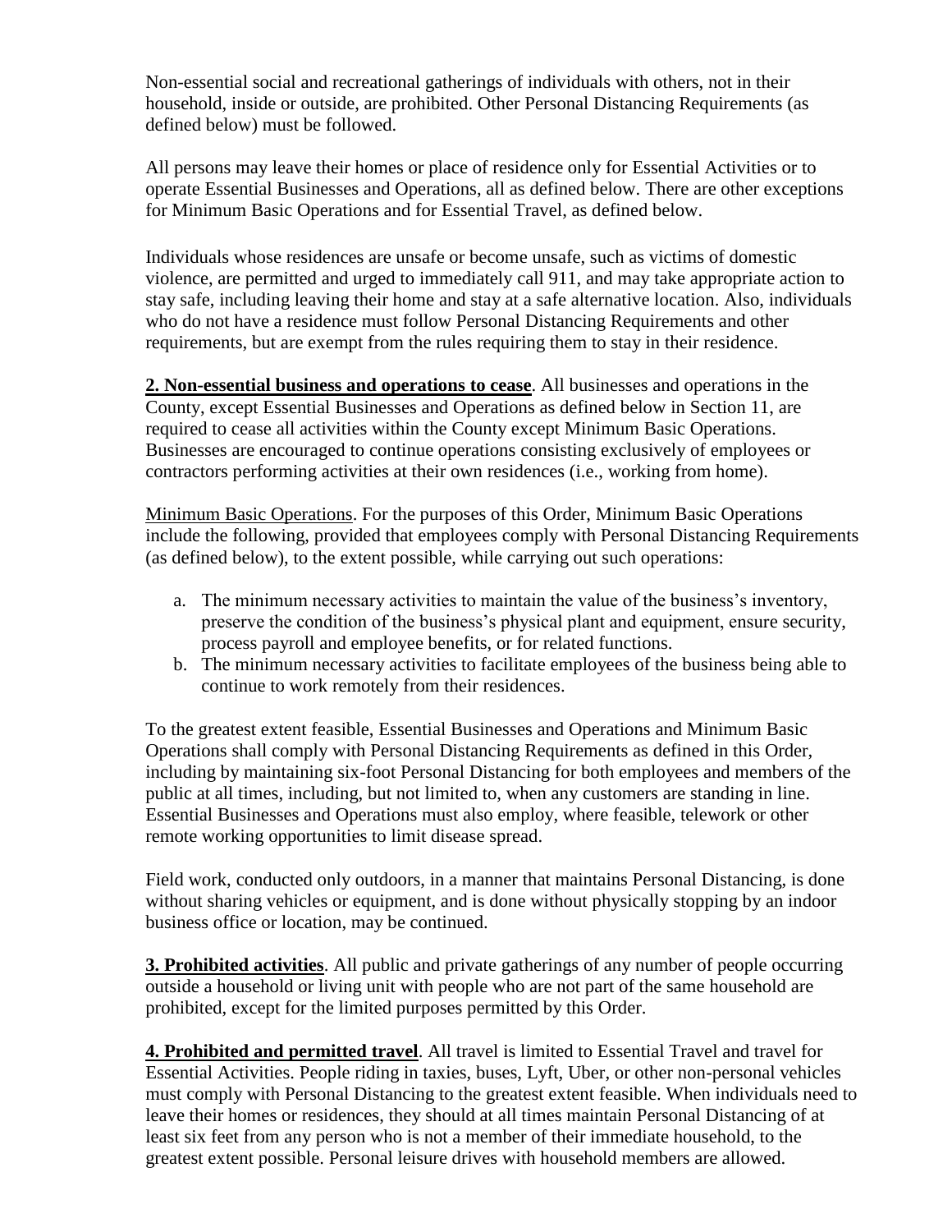Non-essential social and recreational gatherings of individuals with others, not in their household, inside or outside, are prohibited. Other Personal Distancing Requirements (as defined below) must be followed.

All persons may leave their homes or place of residence only for Essential Activities or to operate Essential Businesses and Operations, all as defined below. There are other exceptions for Minimum Basic Operations and for Essential Travel, as defined below.

Individuals whose residences are unsafe or become unsafe, such as victims of domestic violence, are permitted and urged to immediately call 911, and may take appropriate action to stay safe, including leaving their home and stay at a safe alternative location. Also, individuals who do not have a residence must follow Personal Distancing Requirements and other requirements, but are exempt from the rules requiring them to stay in their residence.

**2. Non-essential business and operations to cease**. All businesses and operations in the County, except Essential Businesses and Operations as defined below in Section 11, are required to cease all activities within the County except Minimum Basic Operations. Businesses are encouraged to continue operations consisting exclusively of employees or contractors performing activities at their own residences (i.e., working from home).

Minimum Basic Operations. For the purposes of this Order, Minimum Basic Operations include the following, provided that employees comply with Personal Distancing Requirements (as defined below), to the extent possible, while carrying out such operations:

a. The minimum necessary activities to maintain the value of the business's inventory, preserve the condition of the business's physical plant and equipment, ensure security, process payroll and employee benefits, or for related functions.
b. The minimum necessary activities to facilitate employees of the business being able to continue to work remotely from their residences.

To the greatest extent feasible, Essential Businesses and Operations and Minimum Basic Operations shall comply with Personal Distancing Requirements as defined in this Order, including by maintaining six-foot Personal Distancing for both employees and members of the public at all times, including, but not limited to, when any customers are standing in line. Essential Businesses and Operations must also employ, where feasible, telework or other remote working opportunities to limit disease spread.

Field work, conducted only outdoors, in a manner that maintains Personal Distancing, is done without sharing vehicles or equipment, and is done without physically stopping by an indoor business office or location, may be continued.

**3. Prohibited activities**. All public and private gatherings of any number of people occurring outside a household or living unit with people who are not part of the same household are prohibited, except for the limited purposes permitted by this Order.

**4. Prohibited and permitted travel**. All travel is limited to Essential Travel and travel for Essential Activities. People riding in taxies, buses, Lyft, Uber, or other non-personal vehicles must comply with Personal Distancing to the greatest extent feasible. When individuals need to leave their homes or residences, they should at all times maintain Personal Distancing of at least six feet from any person who is not a member of their immediate household, to the greatest extent possible. Personal leisure drives with household members are allowed.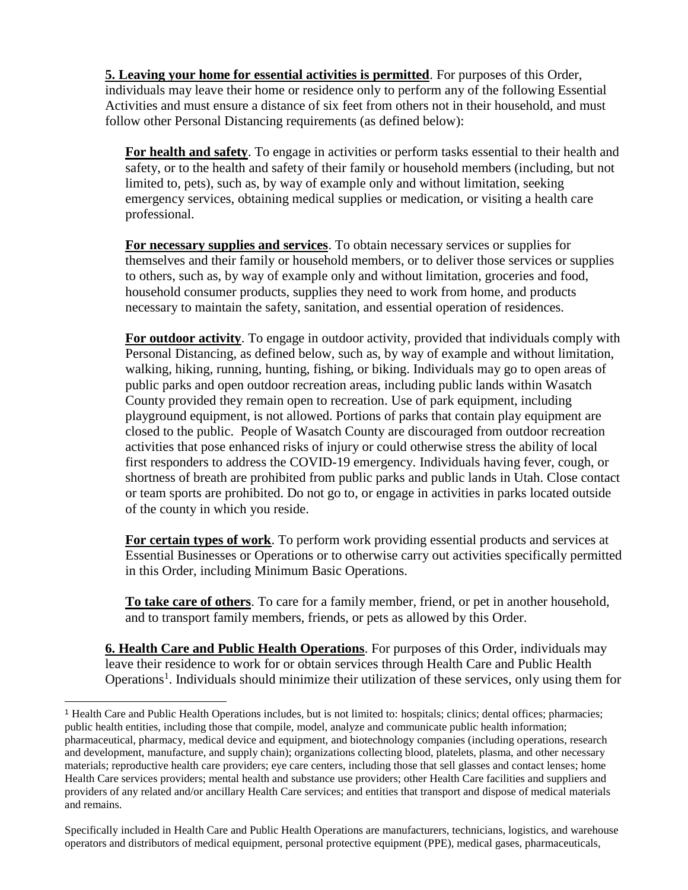**5. Leaving your home for essential activities is permitted**. For purposes of this Order, individuals may leave their home or residence only to perform any of the following Essential Activities and must ensure a distance of six feet from others not in their household, and must follow other Personal Distancing requirements (as defined below):

**For health and safety**. To engage in activities or perform tasks essential to their health and safety, or to the health and safety of their family or household members (including, but not limited to, pets), such as, by way of example only and without limitation, seeking emergency services, obtaining medical supplies or medication, or visiting a health care professional.

**For necessary supplies and services**. To obtain necessary services or supplies for themselves and their family or household members, or to deliver those services or supplies to others, such as, by way of example only and without limitation, groceries and food, household consumer products, supplies they need to work from home, and products necessary to maintain the safety, sanitation, and essential operation of residences.

**For outdoor activity**. To engage in outdoor activity, provided that individuals comply with Personal Distancing, as defined below, such as, by way of example and without limitation, walking, hiking, running, hunting, fishing, or biking. Individuals may go to open areas of public parks and open outdoor recreation areas, including public lands within Wasatch County provided they remain open to recreation. Use of park equipment, including playground equipment, is not allowed. Portions of parks that contain play equipment are closed to the public. People of Wasatch County are discouraged from outdoor recreation activities that pose enhanced risks of injury or could otherwise stress the ability of local first responders to address the COVID-19 emergency. Individuals having fever, cough, or shortness of breath are prohibited from public parks and public lands in Utah. Close contact or team sports are prohibited. Do not go to, or engage in activities in parks located outside of the county in which you reside.

**For certain types of work**. To perform work providing essential products and services at Essential Businesses or Operations or to otherwise carry out activities specifically permitted in this Order, including Minimum Basic Operations.

**To take care of others**. To care for a family member, friend, or pet in another household, and to transport family members, friends, or pets as allowed by this Order.

**6. Health Care and Public Health Operations**. For purposes of this Order, individuals may leave their residence to work for or obtain services through Health Care and Public Health Operations[1]. Individuals should minimize their utilization of these services, only using them for

[1] Health Care and Public Health Operations includes, but is not limited to: hospitals; clinics; dental offices; pharmacies; public health entities, including those that compile, model, analyze and communicate public health information; pharmaceutical, pharmacy, medical device and equipment, and biotechnology companies (including operations, research and development, manufacture, and supply chain); organizations collecting blood, platelets, plasma, and other necessary materials; reproductive health care providers; eye care centers, including those that sell glasses and contact lenses; home Health Care services providers; mental health and substance use providers; other Health Care facilities and suppliers and providers of any related and/or ancillary Health Care services; and entities that transport and dispose of medical materials and remains.

Specifically included in Health Care and Public Health Operations are manufacturers, technicians, logistics, and warehouse operators and distributors of medical equipment, personal protective equipment (PPE), medical gases, pharmaceuticals,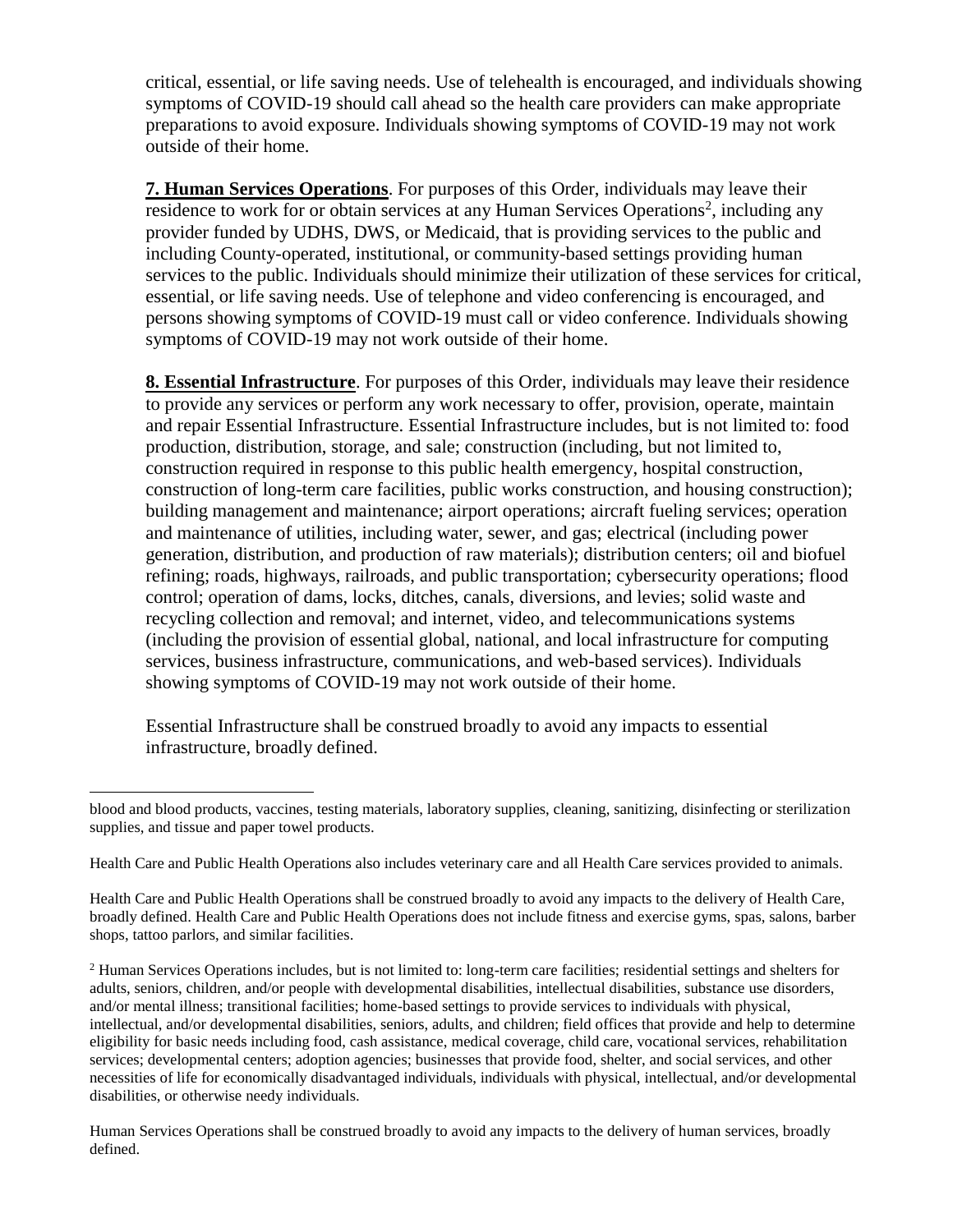critical, essential, or life saving needs. Use of telehealth is encouraged, and individuals showing symptoms of COVID-19 should call ahead so the health care providers can make appropriate preparations to avoid exposure. Individuals showing symptoms of COVID-19 may not work outside of their home.

**7. Human Services Operations**. For purposes of this Order, individuals may leave their residence to work for or obtain services at any Human Services Operations[2], including any provider funded by UDHS, DWS, or Medicaid, that is providing services to the public and including County-operated, institutional, or community-based settings providing human services to the public. Individuals should minimize their utilization of these services for critical, essential, or life saving needs. Use of telephone and video conferencing is encouraged, and persons showing symptoms of COVID-19 must call or video conference. Individuals showing symptoms of COVID-19 may not work outside of their home.

**8. Essential Infrastructure**. For purposes of this Order, individuals may leave their residence to provide any services or perform any work necessary to offer, provision, operate, maintain and repair Essential Infrastructure. Essential Infrastructure includes, but is not limited to: food production, distribution, storage, and sale; construction (including, but not limited to, construction required in response to this public health emergency, hospital construction, construction of long-term care facilities, public works construction, and housing construction); building management and maintenance; airport operations; aircraft fueling services; operation and maintenance of utilities, including water, sewer, and gas; electrical (including power generation, distribution, and production of raw materials); distribution centers; oil and biofuel refining; roads, highways, railroads, and public transportation; cybersecurity operations; flood control; operation of dams, locks, ditches, canals, diversions, and levies; solid waste and recycling collection and removal; and internet, video, and telecommunications systems (including the provision of essential global, national, and local infrastructure for computing services, business infrastructure, communications, and web-based services). Individuals showing symptoms of COVID-19 may not work outside of their home.

Essential Infrastructure shall be construed broadly to avoid any impacts to essential infrastructure, broadly defined.

---

blood and blood products, vaccines, testing materials, laboratory supplies, cleaning, sanitizing, disinfecting or sterilization supplies, and tissue and paper towel products.

Health Care and Public Health Operations also includes veterinary care and all Health Care services provided to animals.

Health Care and Public Health Operations shall be construed broadly to avoid any impacts to the delivery of Health Care, broadly defined. Health Care and Public Health Operations does not include fitness and exercise gyms, spas, salons, barber shops, tattoo parlors, and similar facilities.

[2] Human Services Operations includes, but is not limited to: long-term care facilities; residential settings and shelters for adults, seniors, children, and/or people with developmental disabilities, intellectual disabilities, substance use disorders, and/or mental illness; transitional facilities; home-based settings to provide services to individuals with physical, intellectual, and/or developmental disabilities, seniors, adults, and children; field offices that provide and help to determine eligibility for basic needs including food, cash assistance, medical coverage, child care, vocational services, rehabilitation services; developmental centers; adoption agencies; businesses that provide food, shelter, and social services, and other necessities of life for economically disadvantaged individuals, individuals with physical, intellectual, and/or developmental disabilities, or otherwise needy individuals.

Human Services Operations shall be construed broadly to avoid any impacts to the delivery of human services, broadly defined.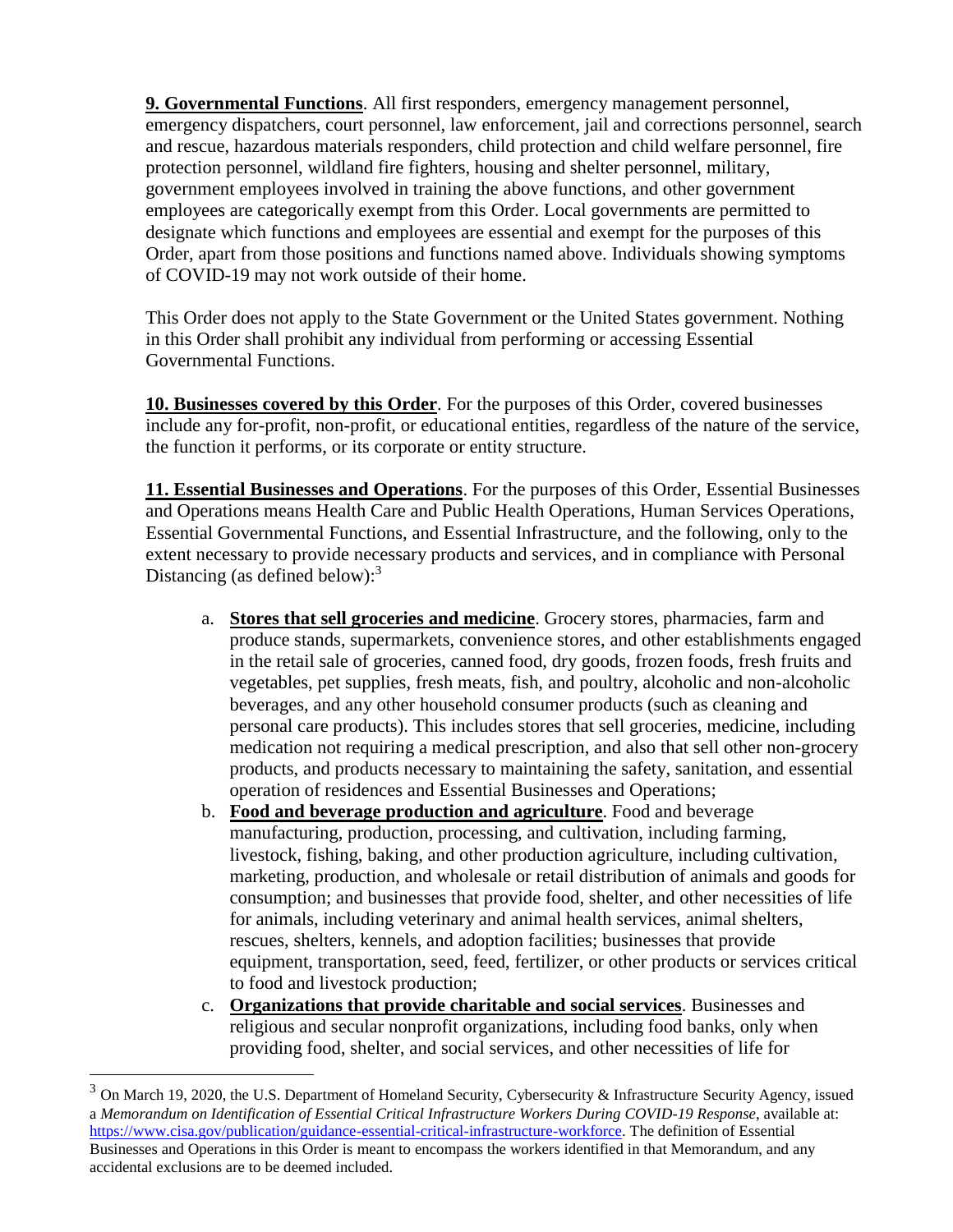**9. Governmental Functions**. All first responders, emergency management personnel, emergency dispatchers, court personnel, law enforcement, jail and corrections personnel, search and rescue, hazardous materials responders, child protection and child welfare personnel, fire protection personnel, wildland fire fighters, housing and shelter personnel, military, government employees involved in training the above functions, and other government employees are categorically exempt from this Order. Local governments are permitted to designate which functions and employees are essential and exempt for the purposes of this Order, apart from those positions and functions named above. Individuals showing symptoms of COVID-19 may not work outside of their home.

This Order does not apply to the State Government or the United States government. Nothing in this Order shall prohibit any individual from performing or accessing Essential Governmental Functions.

**10. Businesses covered by this Order**. For the purposes of this Order, covered businesses include any for-profit, non-profit, or educational entities, regardless of the nature of the service, the function it performs, or its corporate or entity structure.

**11. Essential Businesses and Operations**. For the purposes of this Order, Essential Businesses and Operations means Health Care and Public Health Operations, Human Services Operations, Essential Governmental Functions, and Essential Infrastructure, and the following, only to the extent necessary to provide necessary products and services, and in compliance with Personal Distancing (as defined below):[3]

a. **Stores that sell groceries and medicine**. Grocery stores, pharmacies, farm and produce stands, supermarkets, convenience stores, and other establishments engaged in the retail sale of groceries, canned food, dry goods, frozen foods, fresh fruits and vegetables, pet supplies, fresh meats, fish, and poultry, alcoholic and non-alcoholic beverages, and any other household consumer products (such as cleaning and personal care products). This includes stores that sell groceries, medicine, including medication not requiring a medical prescription, and also that sell other non-grocery products, and products necessary to maintaining the safety, sanitation, and essential operation of residences and Essential Businesses and Operations;

b. **Food and beverage production and agriculture**. Food and beverage manufacturing, production, processing, and cultivation, including farming, livestock, fishing, baking, and other production agriculture, including cultivation, marketing, production, and wholesale or retail distribution of animals and goods for consumption; and businesses that provide food, shelter, and other necessities of life for animals, including veterinary and animal health services, animal shelters, rescues, shelters, kennels, and adoption facilities; businesses that provide equipment, transportation, seed, feed, fertilizer, or other products or services critical to food and livestock production;

c. **Organizations that provide charitable and social services**. Businesses and religious and secular nonprofit organizations, including food banks, only when providing food, shelter, and social services, and other necessities of life for

---

[3] On March 19, 2020, the U.S. Department of Homeland Security, Cybersecurity & Infrastructure Security Agency, issued a *Memorandum on Identification of Essential Critical Infrastructure Workers During COVID-19 Response*, available at: https://www.cisa.gov/publication/guidance-essential-critical-infrastructure-workforce. The definition of Essential Businesses and Operations in this Order is meant to encompass the workers identified in that Memorandum, and any accidental exclusions are to be deemed included.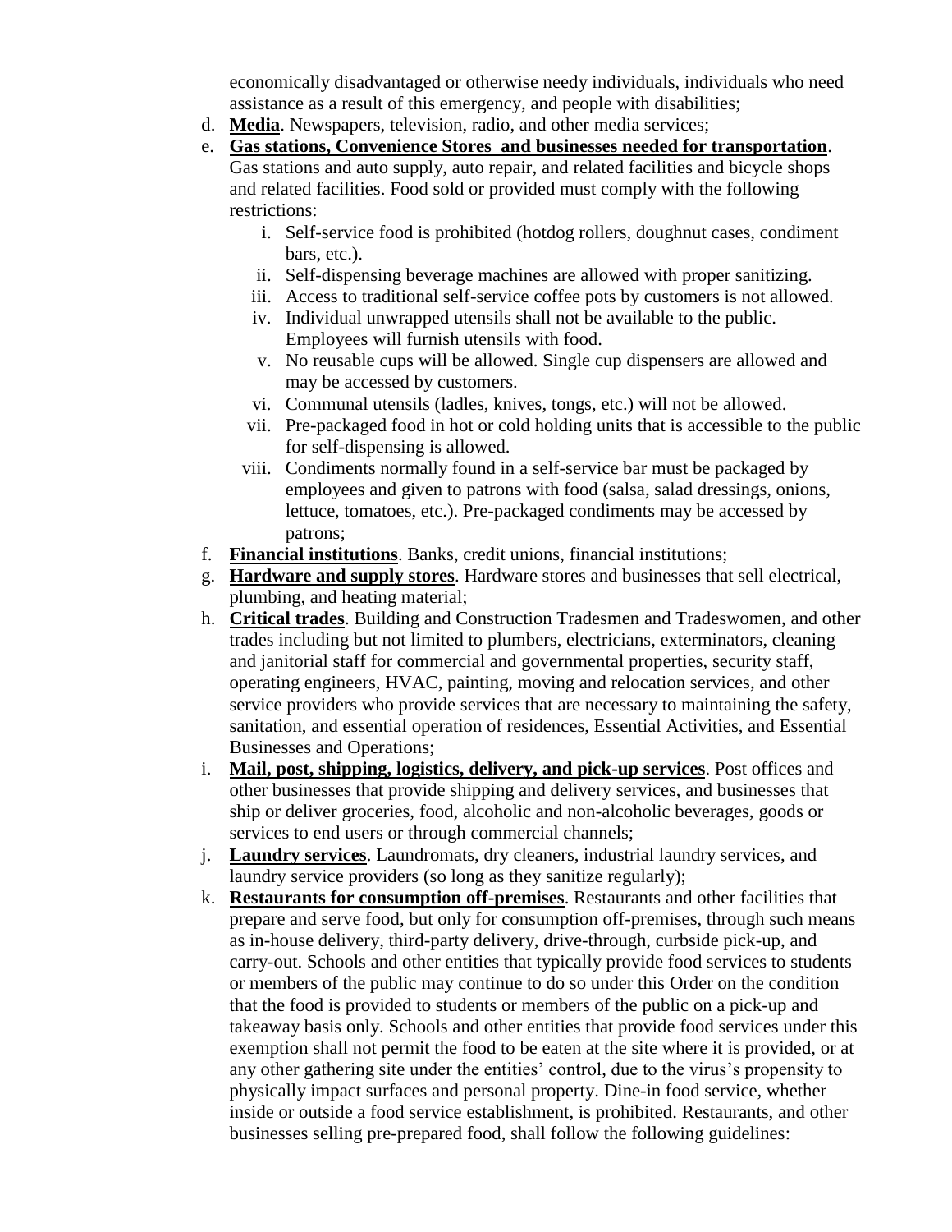economically disadvantaged or otherwise needy individuals, individuals who need assistance as a result of this emergency, and people with disabilities;

d. **Media**. Newspapers, television, radio, and other media services;

e. **Gas stations, Convenience Stores and businesses needed for transportation**. Gas stations and auto supply, auto repair, and related facilities and bicycle shops and related facilities. Food sold or provided must comply with the following restrictions:

   i. Self-service food is prohibited (hotdog rollers, doughnut cases, condiment bars, etc.).

   ii. Self-dispensing beverage machines are allowed with proper sanitizing.

   iii. Access to traditional self-service coffee pots by customers is not allowed.

   iv. Individual unwrapped utensils shall not be available to the public. Employees will furnish utensils with food.

   v. No reusable cups will be allowed. Single cup dispensers are allowed and may be accessed by customers.

   vi. Communal utensils (ladles, knives, tongs, etc.) will not be allowed.

   vii. Pre-packaged food in hot or cold holding units that is accessible to the public for self-dispensing is allowed.

   viii. Condiments normally found in a self-service bar must be packaged by employees and given to patrons with food (salsa, salad dressings, onions, lettuce, tomatoes, etc.). Pre-packaged condiments may be accessed by patrons;

f. **Financial institutions**. Banks, credit unions, financial institutions;

g. **Hardware and supply stores**. Hardware stores and businesses that sell electrical, plumbing, and heating material;

h. **Critical trades**. Building and Construction Tradesmen and Tradeswomen, and other trades including but not limited to plumbers, electricians, exterminators, cleaning and janitorial staff for commercial and governmental properties, security staff, operating engineers, HVAC, painting, moving and relocation services, and other service providers who provide services that are necessary to maintaining the safety, sanitation, and essential operation of residences, Essential Activities, and Essential Businesses and Operations;

i. **Mail, post, shipping, logistics, delivery, and pick-up services**. Post offices and other businesses that provide shipping and delivery services, and businesses that ship or deliver groceries, food, alcoholic and non-alcoholic beverages, goods or services to end users or through commercial channels;

j. **Laundry services**. Laundromats, dry cleaners, industrial laundry services, and laundry service providers (so long as they sanitize regularly);

k. **Restaurants for consumption off-premises**. Restaurants and other facilities that prepare and serve food, but only for consumption off-premises, through such means as in-house delivery, third-party delivery, drive-through, curbside pick-up, and carry-out. Schools and other entities that typically provide food services to students or members of the public may continue to do so under this Order on the condition that the food is provided to students or members of the public on a pick-up and takeaway basis only. Schools and other entities that provide food services under this exemption shall not permit the food to be eaten at the site where it is provided, or at any other gathering site under the entities' control, due to the virus's propensity to physically impact surfaces and personal property. Dine-in food service, whether inside or outside a food service establishment, is prohibited. Restaurants, and other businesses selling pre-prepared food, shall follow the following guidelines: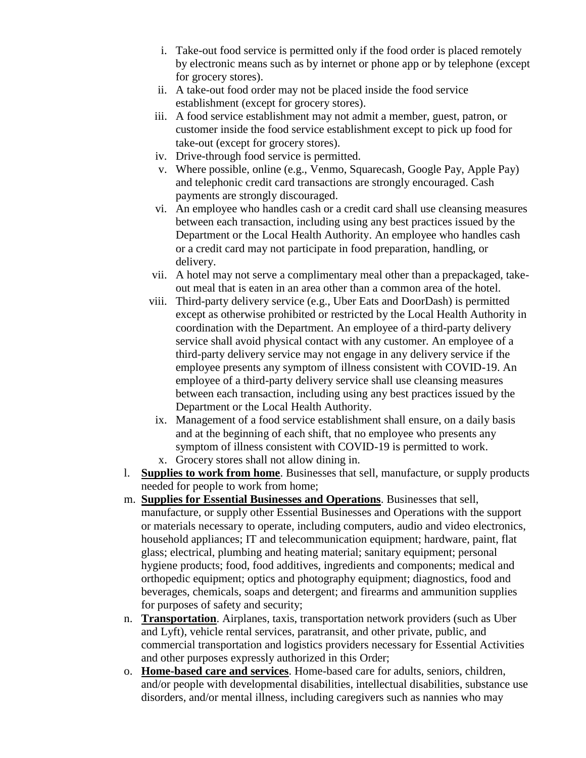i. Take-out food service is permitted only if the food order is placed remotely by electronic means such as by internet or phone app or by telephone (except for grocery stores).
ii. A take-out food order may not be placed inside the food service establishment (except for grocery stores).
iii. A food service establishment may not admit a member, guest, patron, or customer inside the food service establishment except to pick up food for take-out (except for grocery stores).
iv. Drive-through food service is permitted.
v. Where possible, online (e.g., Venmo, Squarecash, Google Pay, Apple Pay) and telephonic credit card transactions are strongly encouraged. Cash payments are strongly discouraged.
vi. An employee who handles cash or a credit card shall use cleansing measures between each transaction, including using any best practices issued by the Department or the Local Health Authority. An employee who handles cash or a credit card may not participate in food preparation, handling, or delivery.
vii. A hotel may not serve a complimentary meal other than a prepackaged, take-out meal that is eaten in an area other than a common area of the hotel.
viii. Third-party delivery service (e.g., Uber Eats and DoorDash) is permitted except as otherwise prohibited or restricted by the Local Health Authority in coordination with the Department. An employee of a third-party delivery service shall avoid physical contact with any customer. An employee of a third-party delivery service may not engage in any delivery service if the employee presents any symptom of illness consistent with COVID-19. An employee of a third-party delivery service shall use cleansing measures between each transaction, including using any best practices issued by the Department or the Local Health Authority.
ix. Management of a food service establishment shall ensure, on a daily basis and at the beginning of each shift, that no employee who presents any symptom of illness consistent with COVID-19 is permitted to work.
x. Grocery stores shall not allow dining in.

l. **Supplies to work from home**. Businesses that sell, manufacture, or supply products needed for people to work from home;
m. **Supplies for Essential Businesses and Operations**. Businesses that sell, manufacture, or supply other Essential Businesses and Operations with the support or materials necessary to operate, including computers, audio and video electronics, household appliances; IT and telecommunication equipment; hardware, paint, flat glass; electrical, plumbing and heating material; sanitary equipment; personal hygiene products; food, food additives, ingredients and components; medical and orthopedic equipment; optics and photography equipment; diagnostics, food and beverages, chemicals, soaps and detergent; and firearms and ammunition supplies for purposes of safety and security;
n. **Transportation**. Airplanes, taxis, transportation network providers (such as Uber and Lyft), vehicle rental services, paratransit, and other private, public, and commercial transportation and logistics providers necessary for Essential Activities and other purposes expressly authorized in this Order;
o. **Home-based care and services**. Home-based care for adults, seniors, children, and/or people with developmental disabilities, intellectual disabilities, substance use disorders, and/or mental illness, including caregivers such as nannies who may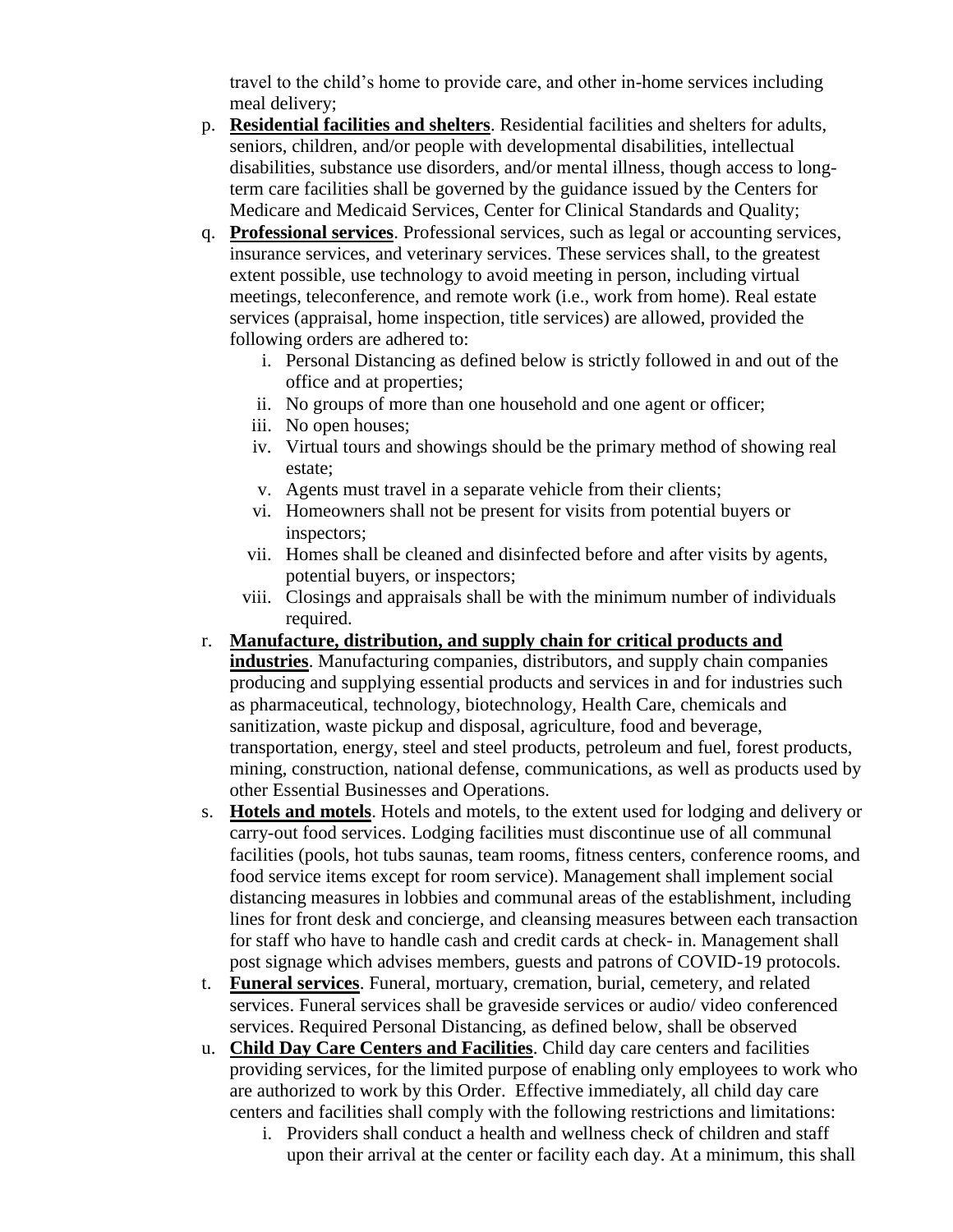travel to the child's home to provide care, and other in-home services including meal delivery;

p. **Residential facilities and shelters**. Residential facilities and shelters for adults, seniors, children, and/or people with developmental disabilities, intellectual disabilities, substance use disorders, and/or mental illness, though access to long-term care facilities shall be governed by the guidance issued by the Centers for Medicare and Medicaid Services, Center for Clinical Standards and Quality;

q. **Professional services**. Professional services, such as legal or accounting services, insurance services, and veterinary services. These services shall, to the greatest extent possible, use technology to avoid meeting in person, including virtual meetings, teleconference, and remote work (i.e., work from home). Real estate services (appraisal, home inspection, title services) are allowed, provided the following orders are adhered to:

   i. Personal Distancing as defined below is strictly followed in and out of the office and at properties;
   ii. No groups of more than one household and one agent or officer;
   iii. No open houses;
   iv. Virtual tours and showings should be the primary method of showing real estate;
   v. Agents must travel in a separate vehicle from their clients;
   vi. Homeowners shall not be present for visits from potential buyers or inspectors;
   vii. Homes shall be cleaned and disinfected before and after visits by agents, potential buyers, or inspectors;
   viii. Closings and appraisals shall be with the minimum number of individuals required.

r. **Manufacture, distribution, and supply chain for critical products and industries**. Manufacturing companies, distributors, and supply chain companies producing and supplying essential products and services in and for industries such as pharmaceutical, technology, biotechnology, Health Care, chemicals and sanitization, waste pickup and disposal, agriculture, food and beverage, transportation, energy, steel and steel products, petroleum and fuel, forest products, mining, construction, national defense, communications, as well as products used by other Essential Businesses and Operations.

s. **Hotels and motels**. Hotels and motels, to the extent used for lodging and delivery or carry-out food services. Lodging facilities must discontinue use of all communal facilities (pools, hot tubs saunas, team rooms, fitness centers, conference rooms, and food service items except for room service). Management shall implement social distancing measures in lobbies and communal areas of the establishment, including lines for front desk and concierge, and cleansing measures between each transaction for staff who have to handle cash and credit cards at check- in. Management shall post signage which advises members, guests and patrons of COVID-19 protocols.

t. **Funeral services**. Funeral, mortuary, cremation, burial, cemetery, and related services. Funeral services shall be graveside services or audio/ video conferenced services. Required Personal Distancing, as defined below, shall be observed

u. **Child Day Care Centers and Facilities**. Child day care centers and facilities providing services, for the limited purpose of enabling only employees to work who are authorized to work by this Order. Effective immediately, all child day care centers and facilities shall comply with the following restrictions and limitations:

   i. Providers shall conduct a health and wellness check of children and staff upon their arrival at the center or facility each day. At a minimum, this shall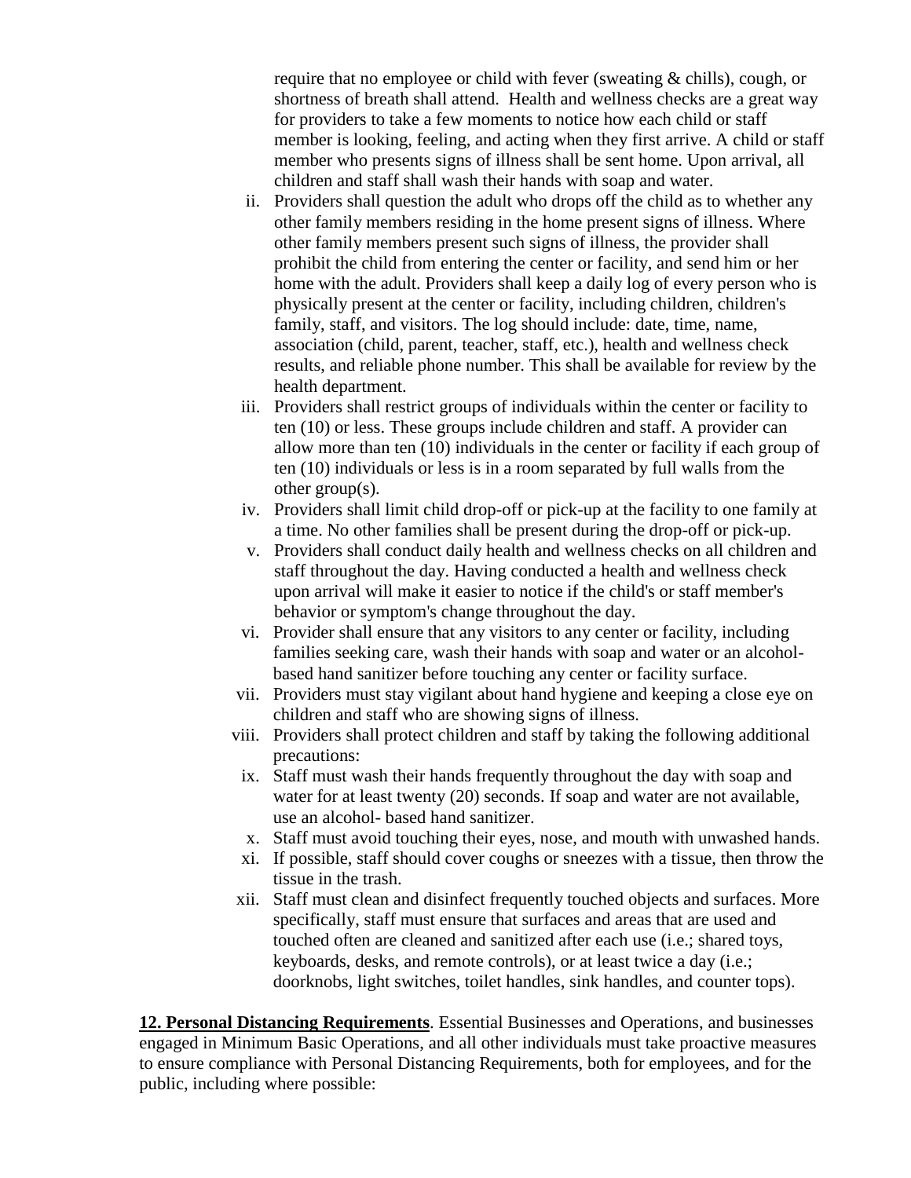require that no employee or child with fever (sweating & chills), cough, or shortness of breath shall attend. Health and wellness checks are a great way for providers to take a few moments to notice how each child or staff member is looking, feeling, and acting when they first arrive. A child or staff member who presents signs of illness shall be sent home. Upon arrival, all children and staff shall wash their hands with soap and water.

ii. Providers shall question the adult who drops off the child as to whether any other family members residing in the home present signs of illness. Where other family members present such signs of illness, the provider shall prohibit the child from entering the center or facility, and send him or her home with the adult. Providers shall keep a daily log of every person who is physically present at the center or facility, including children, children's family, staff, and visitors. The log should include: date, time, name, association (child, parent, teacher, staff, etc.), health and wellness check results, and reliable phone number. This shall be available for review by the health department.

iii. Providers shall restrict groups of individuals within the center or facility to ten (10) or less. These groups include children and staff. A provider can allow more than ten (10) individuals in the center or facility if each group of ten (10) individuals or less is in a room separated by full walls from the other group(s).

iv. Providers shall limit child drop-off or pick-up at the facility to one family at a time. No other families shall be present during the drop-off or pick-up.

v. Providers shall conduct daily health and wellness checks on all children and staff throughout the day. Having conducted a health and wellness check upon arrival will make it easier to notice if the child's or staff member's behavior or symptom's change throughout the day.

vi. Provider shall ensure that any visitors to any center or facility, including families seeking care, wash their hands with soap and water or an alcohol-based hand sanitizer before touching any center or facility surface.

vii. Providers must stay vigilant about hand hygiene and keeping a close eye on children and staff who are showing signs of illness.

viii. Providers shall protect children and staff by taking the following additional precautions:

ix. Staff must wash their hands frequently throughout the day with soap and water for at least twenty (20) seconds. If soap and water are not available, use an alcohol- based hand sanitizer.

x. Staff must avoid touching their eyes, nose, and mouth with unwashed hands.

xi. If possible, staff should cover coughs or sneezes with a tissue, then throw the tissue in the trash.

xii. Staff must clean and disinfect frequently touched objects and surfaces. More specifically, staff must ensure that surfaces and areas that are used and touched often are cleaned and sanitized after each use (i.e.; shared toys, keyboards, desks, and remote controls), or at least twice a day (i.e.; doorknobs, light switches, toilet handles, sink handles, and counter tops).

**12. Personal Distancing Requirements**. Essential Businesses and Operations, and businesses engaged in Minimum Basic Operations, and all other individuals must take proactive measures to ensure compliance with Personal Distancing Requirements, both for employees, and for the public, including where possible: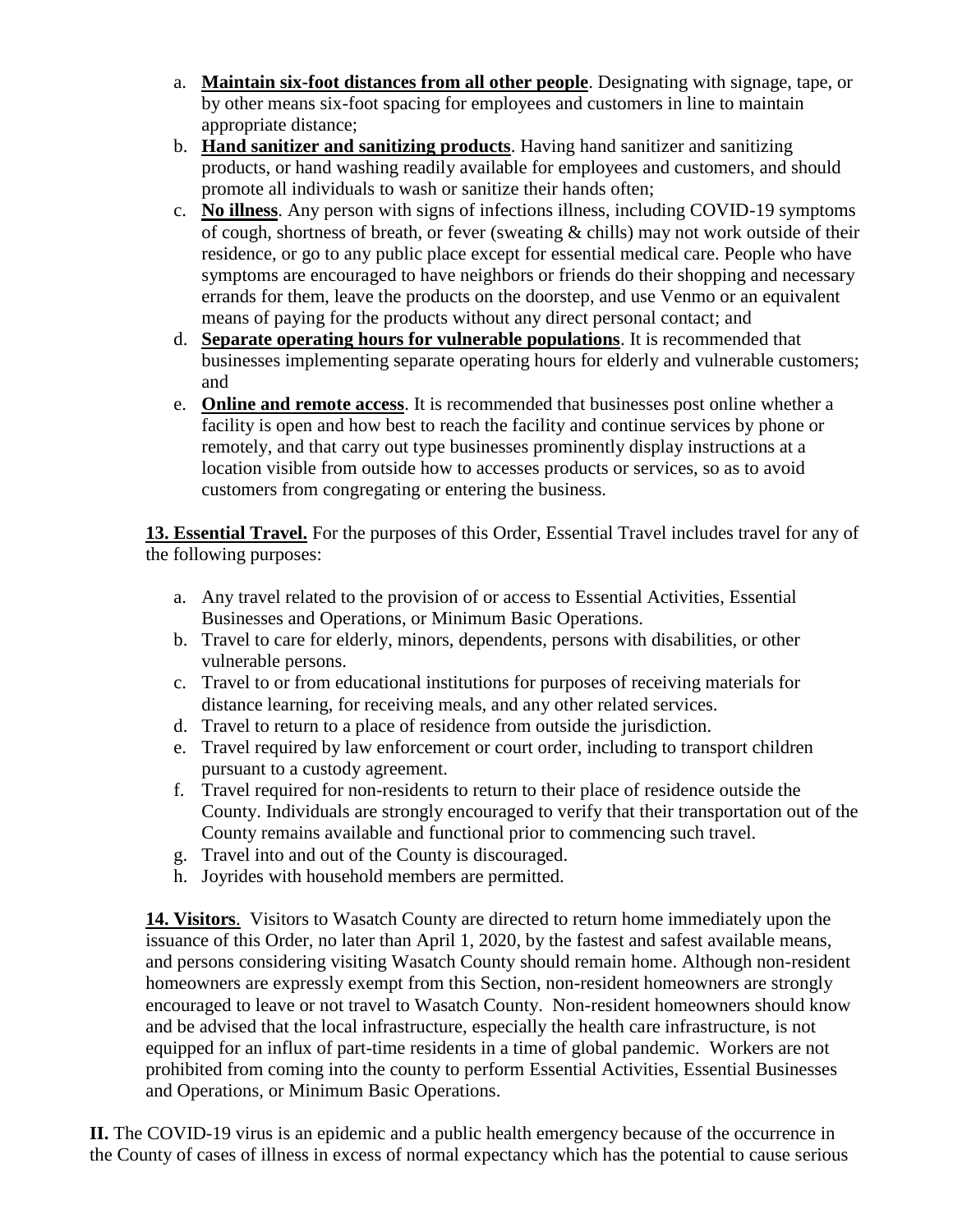a. **Maintain six-foot distances from all other people**. Designating with signage, tape, or by other means six-foot spacing for employees and customers in line to maintain appropriate distance;
b. **Hand sanitizer and sanitizing products**. Having hand sanitizer and sanitizing products, or hand washing readily available for employees and customers, and should promote all individuals to wash or sanitize their hands often;
c. **No illness**. Any person with signs of infections illness, including COVID-19 symptoms of cough, shortness of breath, or fever (sweating & chills) may not work outside of their residence, or go to any public place except for essential medical care. People who have symptoms are encouraged to have neighbors or friends do their shopping and necessary errands for them, leave the products on the doorstep, and use Venmo or an equivalent means of paying for the products without any direct personal contact; and
d. **Separate operating hours for vulnerable populations**. It is recommended that businesses implementing separate operating hours for elderly and vulnerable customers; and
e. **Online and remote access**. It is recommended that businesses post online whether a facility is open and how best to reach the facility and continue services by phone or remotely, and that carry out type businesses prominently display instructions at a location visible from outside how to accesses products or services, so as to avoid customers from congregating or entering the business.

**13. Essential Travel.** For the purposes of this Order, Essential Travel includes travel for any of the following purposes:

a. Any travel related to the provision of or access to Essential Activities, Essential Businesses and Operations, or Minimum Basic Operations.
b. Travel to care for elderly, minors, dependents, persons with disabilities, or other vulnerable persons.
c. Travel to or from educational institutions for purposes of receiving materials for distance learning, for receiving meals, and any other related services.
d. Travel to return to a place of residence from outside the jurisdiction.
e. Travel required by law enforcement or court order, including to transport children pursuant to a custody agreement.
f. Travel required for non-residents to return to their place of residence outside the County. Individuals are strongly encouraged to verify that their transportation out of the County remains available and functional prior to commencing such travel.
g. Travel into and out of the County is discouraged.
h. Joyrides with household members are permitted.

**14. Visitors**. Visitors to Wasatch County are directed to return home immediately upon the issuance of this Order, no later than April 1, 2020, by the fastest and safest available means, and persons considering visiting Wasatch County should remain home. Although non-resident homeowners are expressly exempt from this Section, non-resident homeowners are strongly encouraged to leave or not travel to Wasatch County. Non-resident homeowners should know and be advised that the local infrastructure, especially the health care infrastructure, is not equipped for an influx of part-time residents in a time of global pandemic. Workers are not prohibited from coming into the county to perform Essential Activities, Essential Businesses and Operations, or Minimum Basic Operations.

**II.** The COVID-19 virus is an epidemic and a public health emergency because of the occurrence in the County of cases of illness in excess of normal expectancy which has the potential to cause serious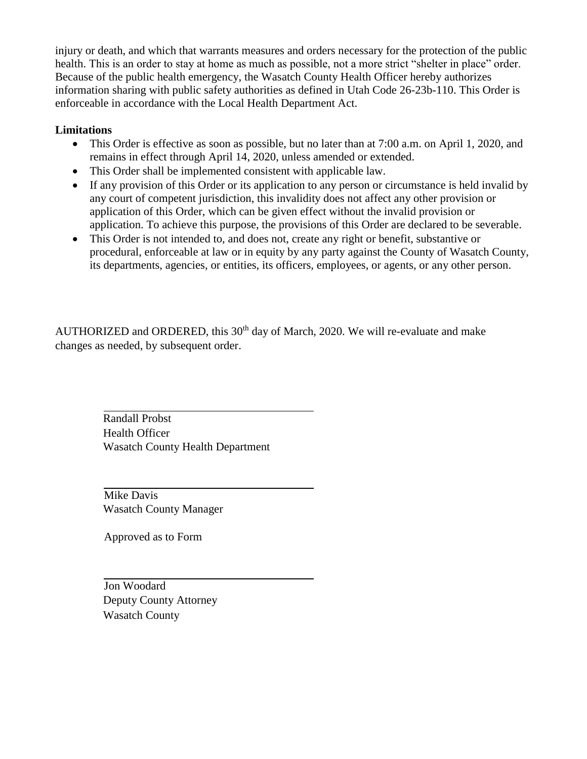injury or death, and which that warrants measures and orders necessary for the protection of the public health. This is an order to stay at home as much as possible, not a more strict "shelter in place" order. Because of the public health emergency, the Wasatch County Health Officer hereby authorizes information sharing with public safety authorities as defined in Utah Code 26-23b-110. This Order is enforceable in accordance with the Local Health Department Act.

**Limitations**

- This Order is effective as soon as possible, but no later than at 7:00 a.m. on April 1, 2020, and remains in effect through April 14, 2020, unless amended or extended.
- This Order shall be implemented consistent with applicable law.
- If any provision of this Order or its application to any person or circumstance is held invalid by any court of competent jurisdiction, this invalidity does not affect any other provision or application of this Order, which can be given effect without the invalid provision or application. To achieve this purpose, the provisions of this Order are declared to be severable.
- This Order is not intended to, and does not, create any right or benefit, substantive or procedural, enforceable at law or in equity by any party against the County of Wasatch County, its departments, agencies, or entities, its officers, employees, or agents, or any other person.

AUTHORIZED and ORDERED, this 30th day of March, 2020. We will re-evaluate and make changes as needed, by subsequent order.

Randall Probst
Health Officer
Wasatch County Health Department

Mike Davis
Wasatch County Manager

Approved as to Form

Jon Woodard
Deputy County Attorney
Wasatch County